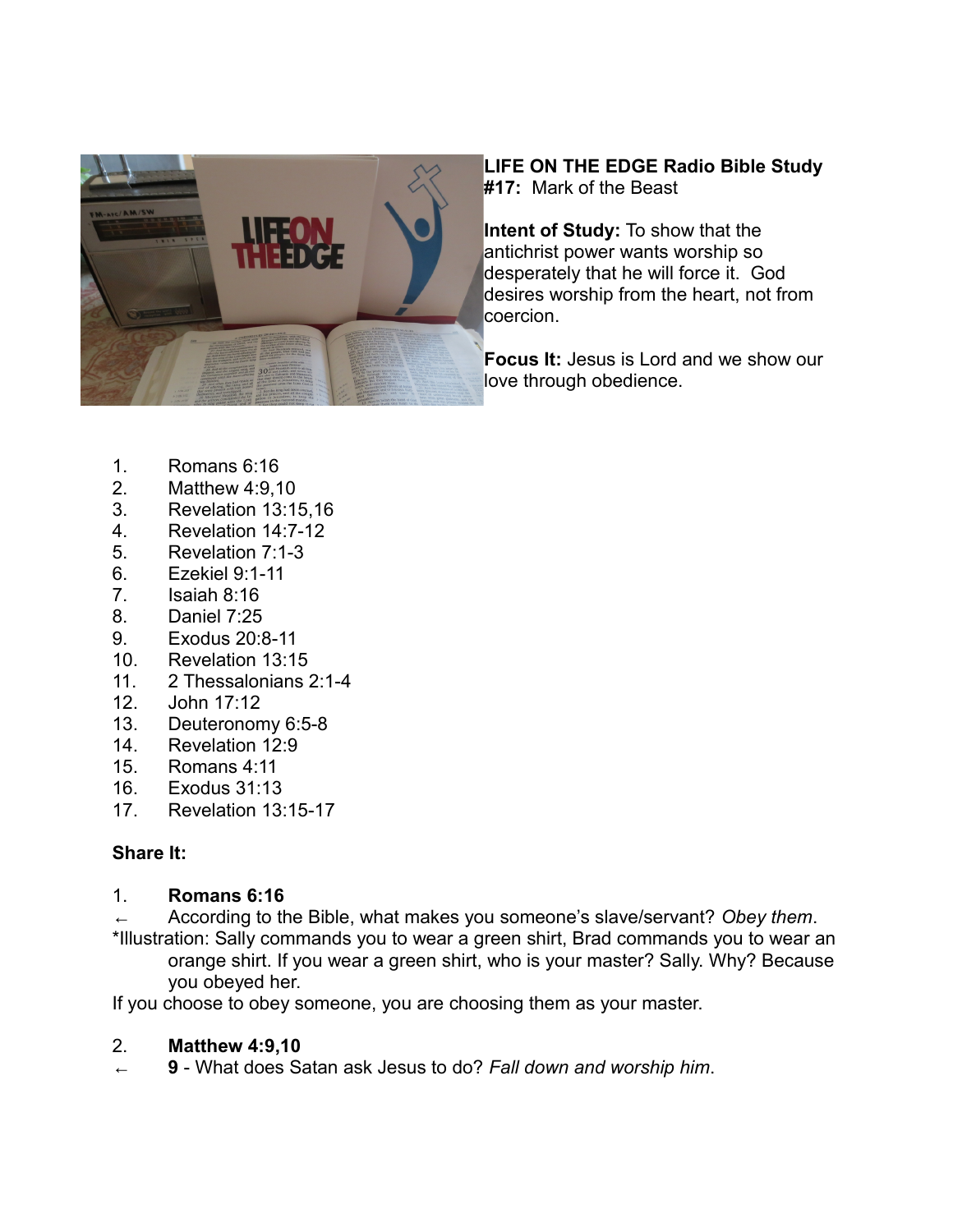**LIFE ON THE EDGE Radio Bible Study #17:** Mark of the Beast

**Intent of Study:** To show that the antichrist power wants worship so desperately that he will force it. God desires worship from the heart, not from coercion.

**Focus It:** Jesus is Lord and we show our love through obedience.

1. Romans 6:16
2. Matthew 4:9,10
3. Revelation 13:15,16
4. Revelation 14:7-12
5. Revelation 7:1-3
6. Ezekiel 9:1-11
7. Isaiah 8:16
8. Daniel 7:25
9. Exodus 20:8-11
10. Revelation 13:15
11. 2 Thessalonians 2:1-4
12. John 17:12
13. Deuteronomy 6:5-8
14. Revelation 12:9
15. Romans 4:11
16. Exodus 31:13
17. Revelation 13:15-17

**Share It:**

1. **Romans 6:16**

← According to the Bible, what makes you someone's slave/servant? *Obey them*.

*Illustration: Sally commands you to wear a green shirt, Brad commands you to wear an orange shirt. If you wear a green shirt, who is your master? Sally. Why? Because you obeyed her.

If you choose to obey someone, you are choosing them as your master.

2. **Matthew 4:9,10**

← **9** - What does Satan ask Jesus to do? *Fall down and worship him*.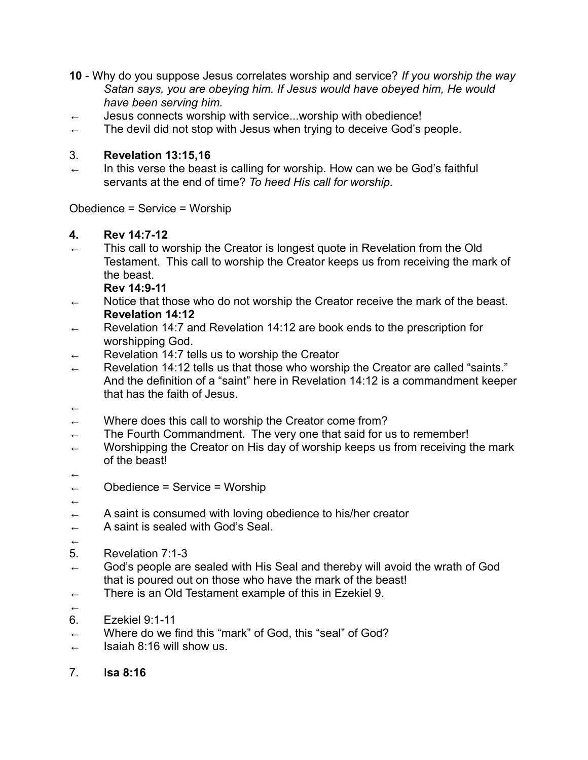**10** - Why do you suppose Jesus correlates worship and service? *If you worship the way Satan says, you are obeying him. If Jesus would have obeyed him, He would have been serving him.*

← Jesus connects worship with service...worship with obedience!

← The devil did not stop with Jesus when trying to deceive God's people.

3. **Revelation 13:15,16**

← In this verse the beast is calling for worship. How can we be God's faithful servants at the end of time? *To heed His call for worship.*

Obedience = Service = Worship

**4. Rev 14:7-12**

← This call to worship the Creator is longest quote in Revelation from the Old Testament. This call to worship the Creator keeps us from receiving the mark of the beast.

**Rev 14:9-11**

← Notice that those who do not worship the Creator receive the mark of the beast.

**Revelation 14:12**

← Revelation 14:7 and Revelation 14:12 are book ends to the prescription for worshipping God.

← Revelation 14:7 tells us to worship the Creator

← Revelation 14:12 tells us that those who worship the Creator are called "saints." And the definition of a "saint" here in Revelation 14:12 is a commandment keeper that has the faith of Jesus.

←

← Where does this call to worship the Creator come from?

← The Fourth Commandment. The very one that said for us to remember!

← Worshipping the Creator on His day of worship keeps us from receiving the mark of the beast!

←

← Obedience = Service = Worship

←

← A saint is consumed with loving obedience to his/her creator

← A saint is sealed with God's Seal.

←

5. Revelation 7:1-3

← God's people are sealed with His Seal and thereby will avoid the wrath of God that is poured out on those who have the mark of the beast!

← There is an Old Testament example of this in Ezekiel 9.

←

6. Ezekiel 9:1-11

← Where do we find this "mark" of God, this "seal" of God?

← Isaiah 8:16 will show us.

7. I**sa 8:16**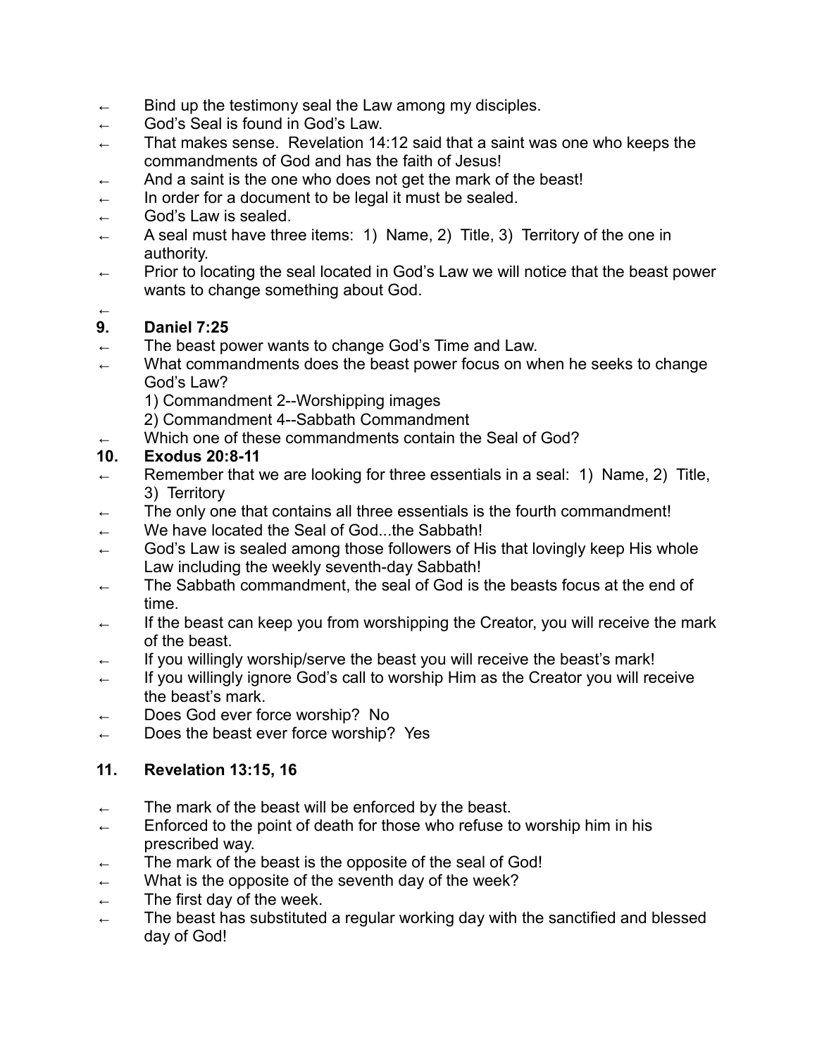- Bind up the testimony seal the Law among my disciples.
- God’s Seal is found in God’s Law.
- That makes sense. Revelation 14:12 said that a saint was one who keeps the commandments of God and has the faith of Jesus!
- And a saint is the one who does not get the mark of the beast!
- In order for a document to be legal it must be sealed.
- God’s Law is sealed.
- A seal must have three items: 1) Name, 2) Title, 3) Territory of the one in authority.
- Prior to locating the seal located in God’s Law we will notice that the beast power wants to change something about God.

**9. Daniel 7:25**

- The beast power wants to change God’s Time and Law.
- What commandments does the beast power focus on when he seeks to change God’s Law?
  1) Commandment 2--Worshipping images
  2) Commandment 4--Sabbath Commandment
- Which one of these commandments contain the Seal of God?

**10. Exodus 20:8-11**

- Remember that we are looking for three essentials in a seal: 1) Name, 2) Title, 3) Territory
- The only one that contains all three essentials is the fourth commandment!
- We have located the Seal of God...the Sabbath!
- God’s Law is sealed among those followers of His that lovingly keep His whole Law including the weekly seventh-day Sabbath!
- The Sabbath commandment, the seal of God is the beasts focus at the end of time.
- If the beast can keep you from worshipping the Creator, you will receive the mark of the beast.
- If you willingly worship/serve the beast you will receive the beast’s mark!
- If you willingly ignore God’s call to worship Him as the Creator you will receive the beast’s mark.
- Does God ever force worship? No
- Does the beast ever force worship? Yes

**11. Revelation 13:15, 16**

- The mark of the beast will be enforced by the beast.
- Enforced to the point of death for those who refuse to worship him in his prescribed way.
- The mark of the beast is the opposite of the seal of God!
- What is the opposite of the seventh day of the week?
- The first day of the week.
- The beast has substituted a regular working day with the sanctified and blessed day of God!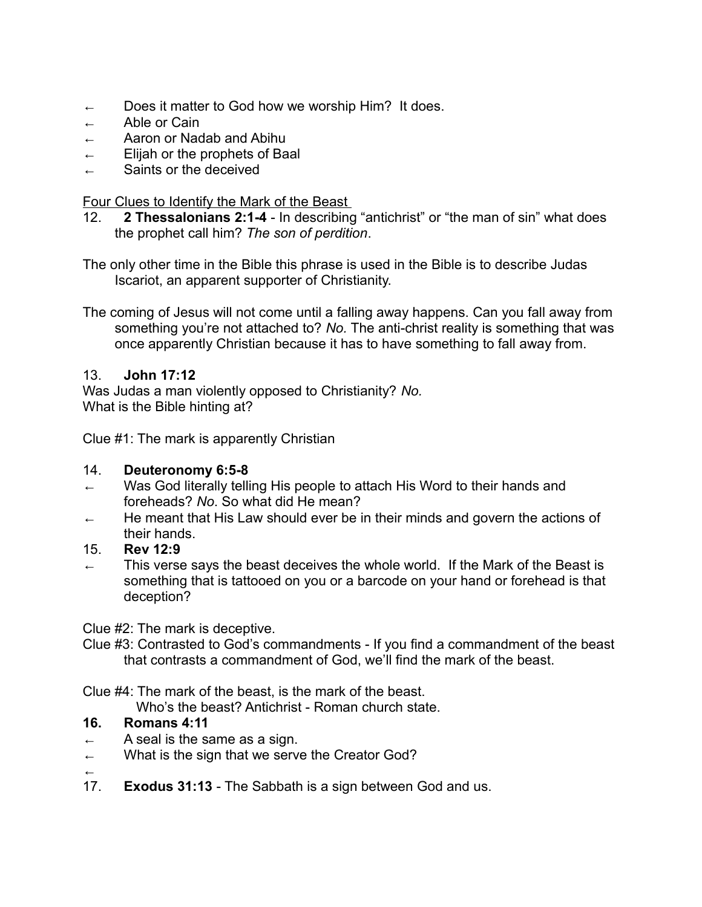- ← Does it matter to God how we worship Him? It does.
- ← Able or Cain
- ← Aaron or Nadab and Abihu
- ← Elijah or the prophets of Baal
- ← Saints or the deceived

<u>Four Clues to Identify the Mark of the Beast</u>

12. **2 Thessalonians 2:1-4** - In describing "antichrist" or "the man of sin" what does the prophet call him? *The son of perdition*.

The only other time in the Bible this phrase is used in the Bible is to describe Judas Iscariot, an apparent supporter of Christianity.

The coming of Jesus will not come until a falling away happens. Can you fall away from something you're not attached to? *No.* The anti-christ reality is something that was once apparently Christian because it has to have something to fall away from.

13. **John 17:12**

Was Judas a man violently opposed to Christianity? *No.*
What is the Bible hinting at?

Clue #1: The mark is apparently Christian

14. **Deuteronomy 6:5-8**
- ← Was God literally telling His people to attach His Word to their hands and foreheads? *No*. So what did He mean?
- ← He meant that His Law should ever be in their minds and govern the actions of their hands.

15. **Rev 12:9**
- ← This verse says the beast deceives the whole world. If the Mark of the Beast is something that is tattooed on you or a barcode on your hand or forehead is that deception?

Clue #2: The mark is deceptive.
Clue #3: Contrasted to God's commandments - If you find a commandment of the beast that contrasts a commandment of God, we'll find the mark of the beast.

Clue #4: The mark of the beast, is the mark of the beast.
Who's the beast? Antichrist - Roman church state.

**16. Romans 4:11**
- ← A seal is the same as a sign.
- ← What is the sign that we serve the Creator God?
- ←

17. **Exodus 31:13** - The Sabbath is a sign between God and us.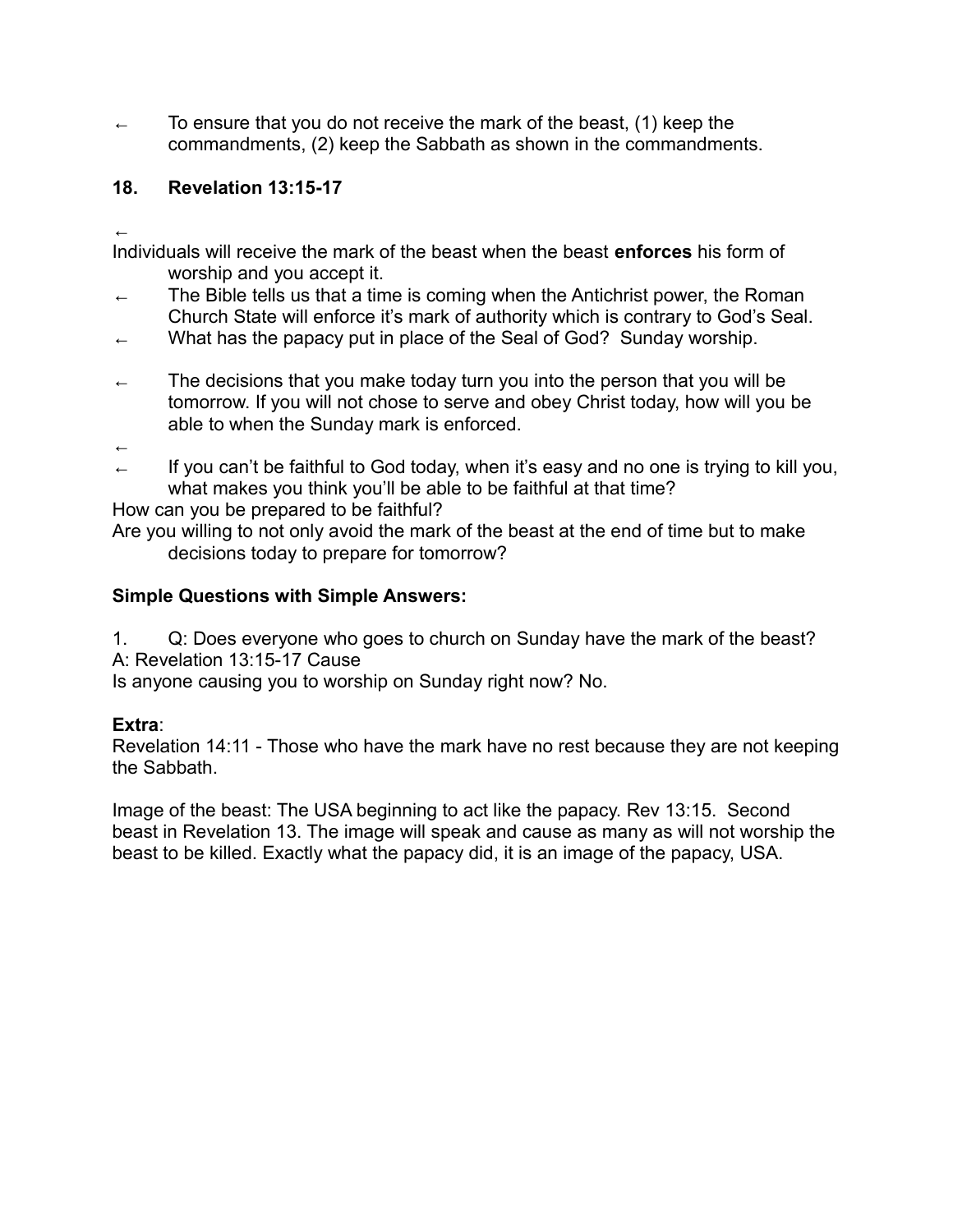← To ensure that you do not receive the mark of the beast, (1) keep the commandments, (2) keep the Sabbath as shown in the commandments.

**18. Revelation 13:15-17**

←
Individuals will receive the mark of the beast when the beast **enforces** his form of worship and you accept it.

← The Bible tells us that a time is coming when the Antichrist power, the Roman Church State will enforce it's mark of authority which is contrary to God's Seal.

← What has the papacy put in place of the Seal of God? Sunday worship.

← The decisions that you make today turn you into the person that you will be tomorrow. If you will not chose to serve and obey Christ today, how will you be able to when the Sunday mark is enforced.

←

← If you can't be faithful to God today, when it's easy and no one is trying to kill you, what makes you think you'll be able to be faithful at that time?

How can you be prepared to be faithful?

Are you willing to not only avoid the mark of the beast at the end of time but to make decisions today to prepare for tomorrow?

**Simple Questions with Simple Answers:**

1. Q: Does everyone who goes to church on Sunday have the mark of the beast?
A: Revelation 13:15-17 Cause
Is anyone causing you to worship on Sunday right now? No.

**Extra**:
Revelation 14:11 - Those who have the mark have no rest because they are not keeping the Sabbath.

Image of the beast: The USA beginning to act like the papacy. Rev 13:15. Second beast in Revelation 13. The image will speak and cause as many as will not worship the beast to be killed. Exactly what the papacy did, it is an image of the papacy, USA.